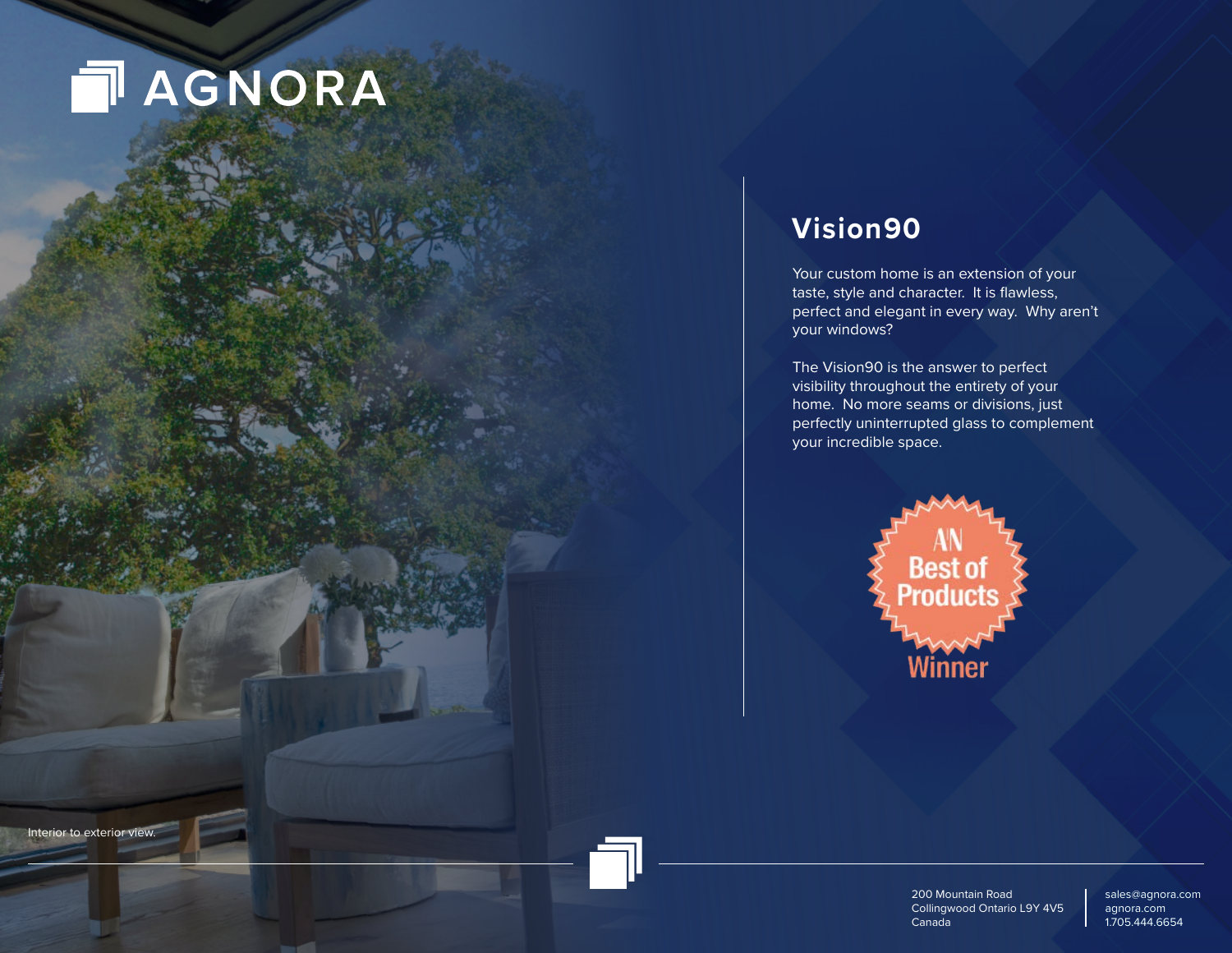# AGNORA

## Vision90

Your custom home is an extension of your taste, style and character. It is flawless, perfect and elegant in every way. Why aren't your windows?

The Vision90 is the answer to perfect visibility throughout the entirety of your home. No more seams or divisions, just perfectly uninterrupted glass to complement your incredible space.

AN Best of Products Winner

Interior to exterior view.

200 Mountain Road
Collingwood Ontario L9Y 4V5
Canada

sales@agnora.com
agnora.com
1.705.444.6654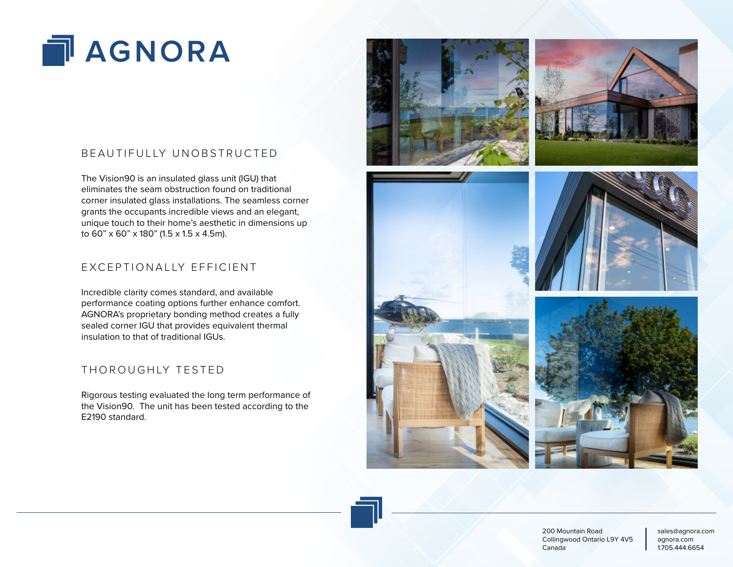# AGNORA

## BEAUTIFULLY UNOBSTRUCTED

The Vision90 is an insulated glass unit (IGU) that eliminates the seam obstruction found on traditional corner insulated glass installations. The seamless corner grants the occupants incredible views and an elegant, unique touch to their home's aesthetic in dimensions up to 60" x 60" x 180" (1.5 x 1.5 x 4.5m).

## EXCEPTIONALLY EFFICIENT

Incredible clarity comes standard, and available performance coating options further enhance comfort. AGNORA's proprietary bonding method creates a fully sealed corner IGU that provides equivalent thermal insulation to that of traditional IGUs.

## THOROUGHLY TESTED

Rigorous testing evaluated the long term performance of the Vision90. The unit has been tested according to the E2190 standard.

200 Mountain Road
Collingwood Ontario L9Y 4V5
Canada

sales@agnora.com
agnora.com
1.705.444.6654